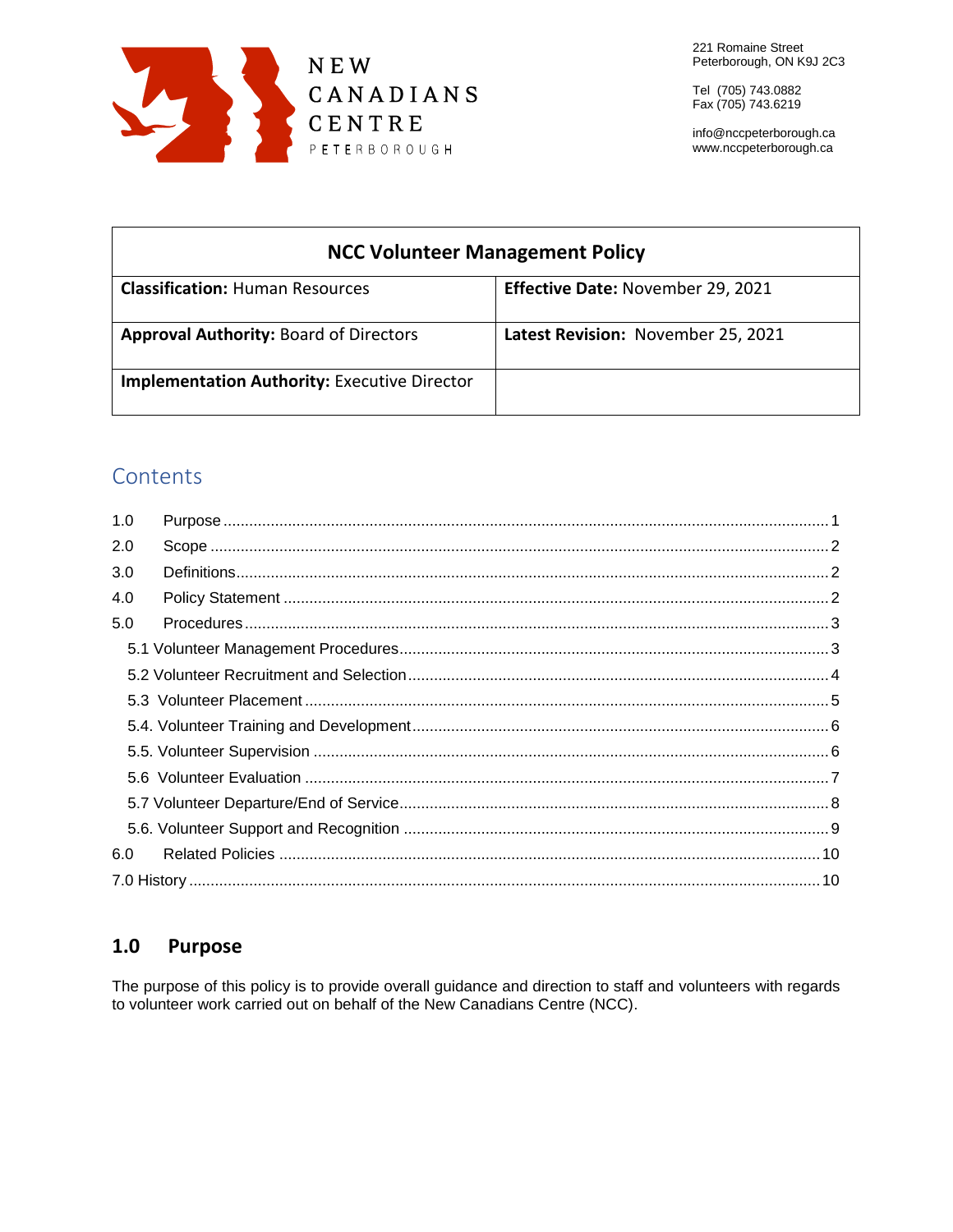NEW CANADIANS CENTRE PETERBOROUGH

221 Romaine Street
Peterborough, ON K9J 2C3

Tel (705) 743.0882
Fax (705) 743.6219

info@nccpeterborough.ca
www.nccpeterborough.ca

| NCC Volunteer Management Policy | |
|---|---|
| **Classification:** Human Resources | **Effective Date:** November 29, 2021 |
| **Approval Authority:** Board of Directors | **Latest Revision:** November 25, 2021 |
| **Implementation Authority:** Executive Director | |

## Contents

1.0 Purpose ........ 1
2.0 Scope ........ 2
3.0 Definitions ........ 2
4.0 Policy Statement ........ 2
5.0 Procedures ........ 3
- 5.1 Volunteer Management Procedures ........ 3
- 5.2 Volunteer Recruitment and Selection ........ 4
- 5.3 Volunteer Placement ........ 5
- 5.4. Volunteer Training and Development ........ 6
- 5.5. Volunteer Supervision ........ 6
- 5.6 Volunteer Evaluation ........ 7
- 5.7 Volunteer Departure/End of Service ........ 8
- 5.6. Volunteer Support and Recognition ........ 9

6.0 Related Policies ........ 10
7.0 History ........ 10

## 1.0 Purpose

The purpose of this policy is to provide overall guidance and direction to staff and volunteers with regards to volunteer work carried out on behalf of the New Canadians Centre (NCC).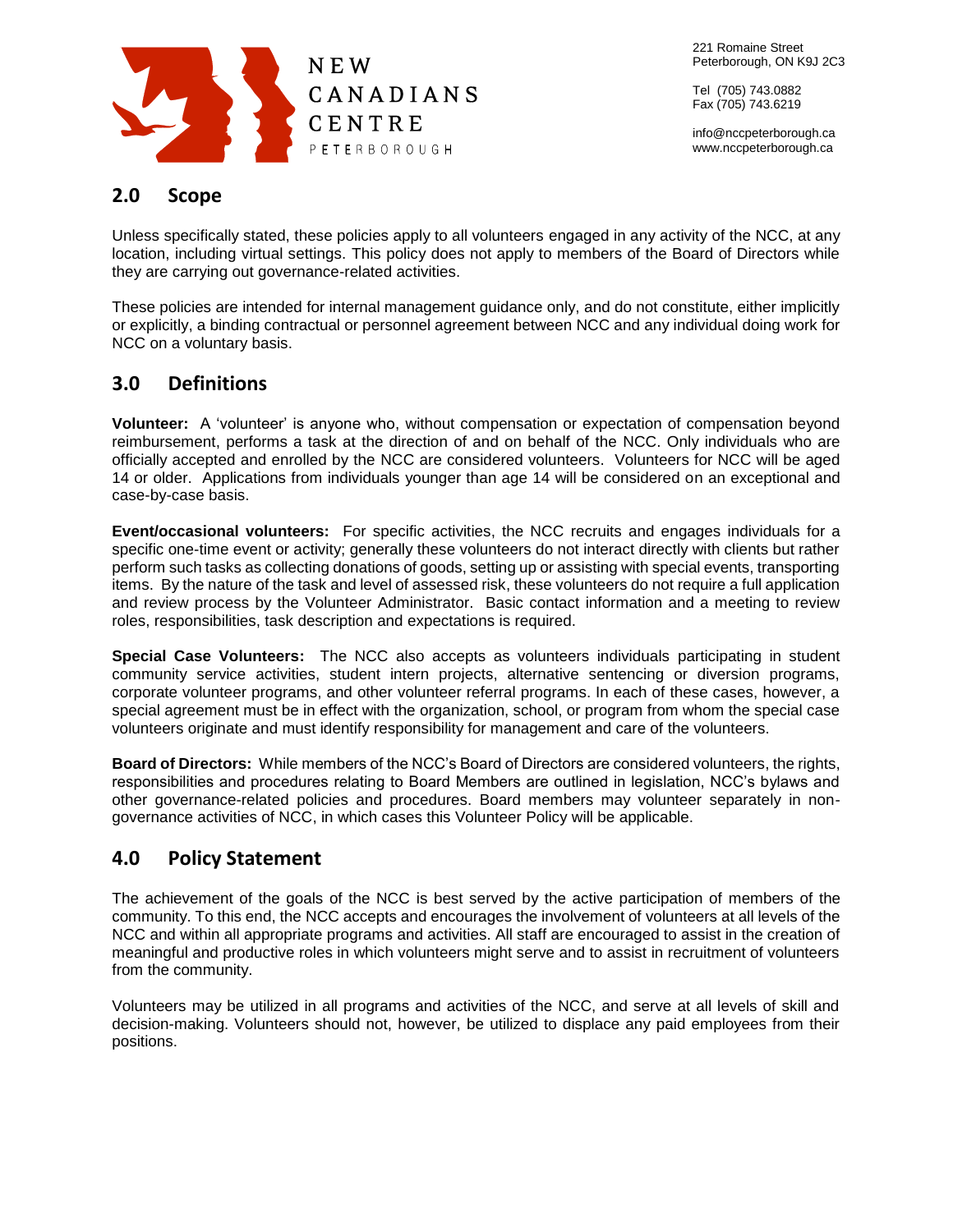## 2.0 Scope

Unless specifically stated, these policies apply to all volunteers engaged in any activity of the NCC, at any location, including virtual settings. This policy does not apply to members of the Board of Directors while they are carrying out governance-related activities.

These policies are intended for internal management guidance only, and do not constitute, either implicitly or explicitly, a binding contractual or personnel agreement between NCC and any individual doing work for NCC on a voluntary basis.

## 3.0 Definitions

**Volunteer:** A 'volunteer' is anyone who, without compensation or expectation of compensation beyond reimbursement, performs a task at the direction of and on behalf of the NCC. Only individuals who are officially accepted and enrolled by the NCC are considered volunteers. Volunteers for NCC will be aged 14 or older. Applications from individuals younger than age 14 will be considered on an exceptional and case-by-case basis.

**Event/occasional volunteers:** For specific activities, the NCC recruits and engages individuals for a specific one-time event or activity; generally these volunteers do not interact directly with clients but rather perform such tasks as collecting donations of goods, setting up or assisting with special events, transporting items. By the nature of the task and level of assessed risk, these volunteers do not require a full application and review process by the Volunteer Administrator. Basic contact information and a meeting to review roles, responsibilities, task description and expectations is required.

**Special Case Volunteers:** The NCC also accepts as volunteers individuals participating in student community service activities, student intern projects, alternative sentencing or diversion programs, corporate volunteer programs, and other volunteer referral programs. In each of these cases, however, a special agreement must be in effect with the organization, school, or program from whom the special case volunteers originate and must identify responsibility for management and care of the volunteers.

**Board of Directors:** While members of the NCC's Board of Directors are considered volunteers, the rights, responsibilities and procedures relating to Board Members are outlined in legislation, NCC's bylaws and other governance-related policies and procedures. Board members may volunteer separately in non-governance activities of NCC, in which cases this Volunteer Policy will be applicable.

## 4.0 Policy Statement

The achievement of the goals of the NCC is best served by the active participation of members of the community. To this end, the NCC accepts and encourages the involvement of volunteers at all levels of the NCC and within all appropriate programs and activities. All staff are encouraged to assist in the creation of meaningful and productive roles in which volunteers might serve and to assist in recruitment of volunteers from the community.

Volunteers may be utilized in all programs and activities of the NCC, and serve at all levels of skill and decision-making. Volunteers should not, however, be utilized to displace any paid employees from their positions.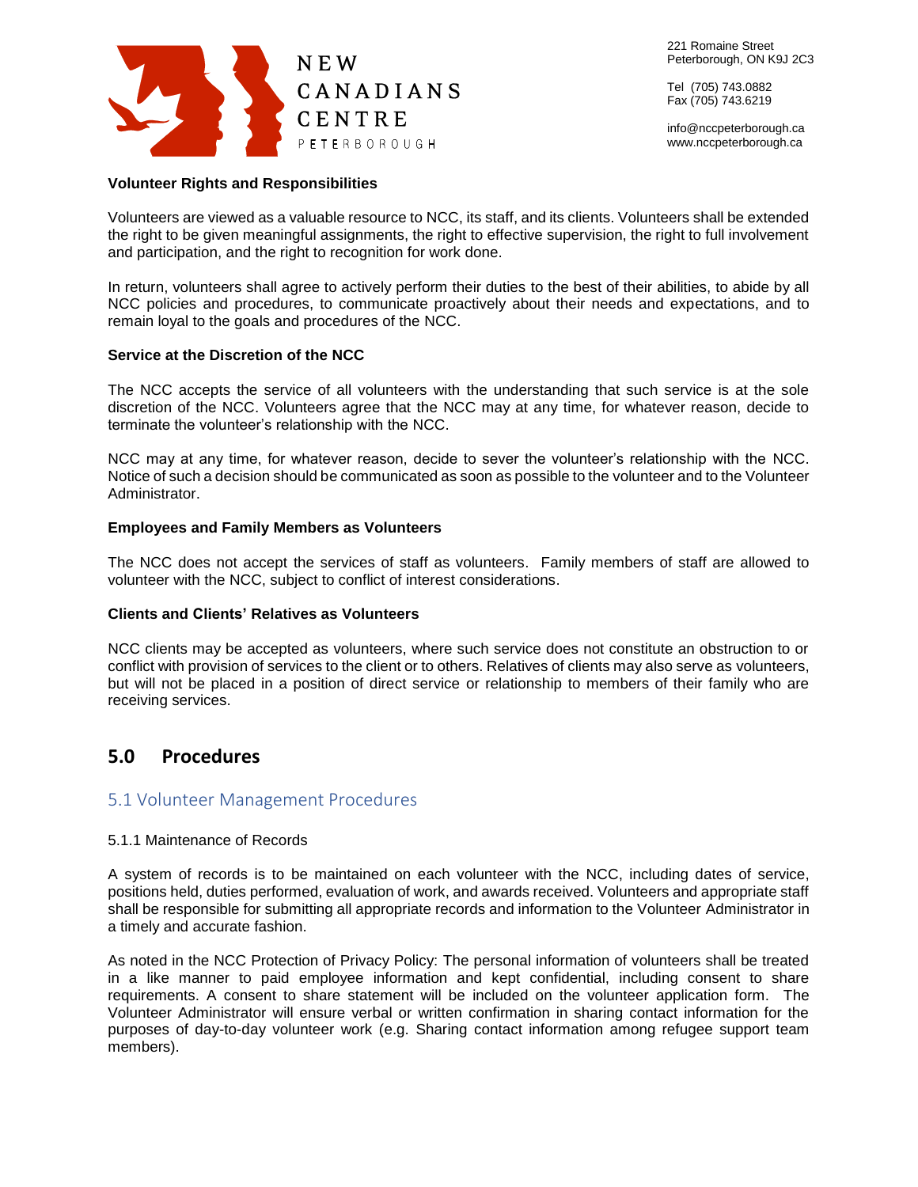**Volunteer Rights and Responsibilities**

Volunteers are viewed as a valuable resource to NCC, its staff, and its clients. Volunteers shall be extended the right to be given meaningful assignments, the right to effective supervision, the right to full involvement and participation, and the right to recognition for work done.

In return, volunteers shall agree to actively perform their duties to the best of their abilities, to abide by all NCC policies and procedures, to communicate proactively about their needs and expectations, and to remain loyal to the goals and procedures of the NCC.

**Service at the Discretion of the NCC**

The NCC accepts the service of all volunteers with the understanding that such service is at the sole discretion of the NCC. Volunteers agree that the NCC may at any time, for whatever reason, decide to terminate the volunteer's relationship with the NCC.

NCC may at any time, for whatever reason, decide to sever the volunteer's relationship with the NCC. Notice of such a decision should be communicated as soon as possible to the volunteer and to the Volunteer Administrator.

**Employees and Family Members as Volunteers**

The NCC does not accept the services of staff as volunteers. Family members of staff are allowed to volunteer with the NCC, subject to conflict of interest considerations.

**Clients and Clients' Relatives as Volunteers**

NCC clients may be accepted as volunteers, where such service does not constitute an obstruction to or conflict with provision of services to the client or to others. Relatives of clients may also serve as volunteers, but will not be placed in a position of direct service or relationship to members of their family who are receiving services.

## 5.0 Procedures

### 5.1 Volunteer Management Procedures

5.1.1 Maintenance of Records

A system of records is to be maintained on each volunteer with the NCC, including dates of service, positions held, duties performed, evaluation of work, and awards received. Volunteers and appropriate staff shall be responsible for submitting all appropriate records and information to the Volunteer Administrator in a timely and accurate fashion.

As noted in the NCC Protection of Privacy Policy: The personal information of volunteers shall be treated in a like manner to paid employee information and kept confidential, including consent to share requirements. A consent to share statement will be included on the volunteer application form. The Volunteer Administrator will ensure verbal or written confirmation in sharing contact information for the purposes of day-to-day volunteer work (e.g. Sharing contact information among refugee support team members).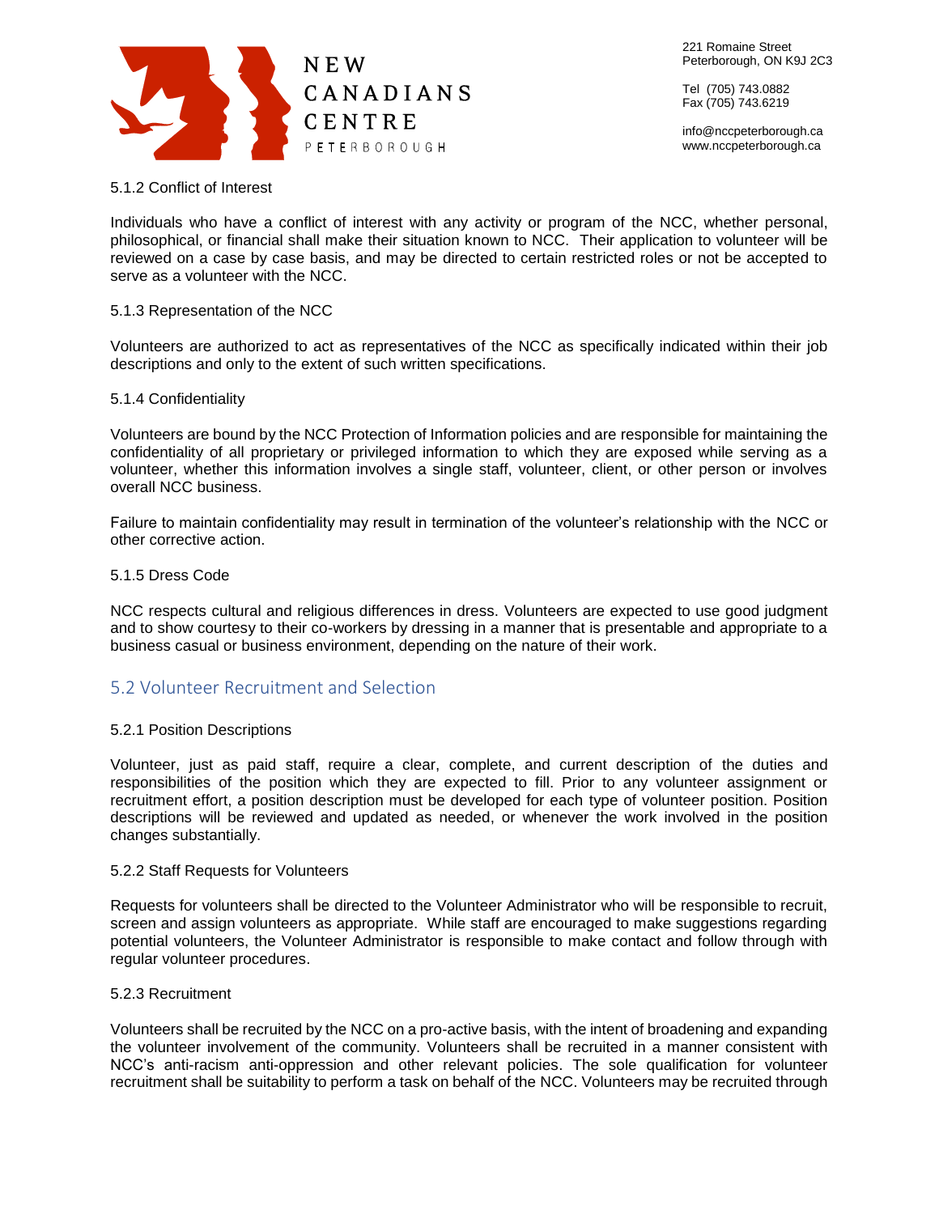### 5.1.2 Conflict of Interest

Individuals who have a conflict of interest with any activity or program of the NCC, whether personal, philosophical, or financial shall make their situation known to NCC. Their application to volunteer will be reviewed on a case by case basis, and may be directed to certain restricted roles or not be accepted to serve as a volunteer with the NCC.

### 5.1.3 Representation of the NCC

Volunteers are authorized to act as representatives of the NCC as specifically indicated within their job descriptions and only to the extent of such written specifications.

### 5.1.4 Confidentiality

Volunteers are bound by the NCC Protection of Information policies and are responsible for maintaining the confidentiality of all proprietary or privileged information to which they are exposed while serving as a volunteer, whether this information involves a single staff, volunteer, client, or other person or involves overall NCC business.

Failure to maintain confidentiality may result in termination of the volunteer's relationship with the NCC or other corrective action.

### 5.1.5 Dress Code

NCC respects cultural and religious differences in dress. Volunteers are expected to use good judgment and to show courtesy to their co-workers by dressing in a manner that is presentable and appropriate to a business casual or business environment, depending on the nature of their work.

## 5.2 Volunteer Recruitment and Selection

### 5.2.1 Position Descriptions

Volunteer, just as paid staff, require a clear, complete, and current description of the duties and responsibilities of the position which they are expected to fill. Prior to any volunteer assignment or recruitment effort, a position description must be developed for each type of volunteer position. Position descriptions will be reviewed and updated as needed, or whenever the work involved in the position changes substantially.

### 5.2.2 Staff Requests for Volunteers

Requests for volunteers shall be directed to the Volunteer Administrator who will be responsible to recruit, screen and assign volunteers as appropriate. While staff are encouraged to make suggestions regarding potential volunteers, the Volunteer Administrator is responsible to make contact and follow through with regular volunteer procedures.

### 5.2.3 Recruitment

Volunteers shall be recruited by the NCC on a pro-active basis, with the intent of broadening and expanding the volunteer involvement of the community. Volunteers shall be recruited in a manner consistent with NCC's anti-racism anti-oppression and other relevant policies. The sole qualification for volunteer recruitment shall be suitability to perform a task on behalf of the NCC. Volunteers may be recruited through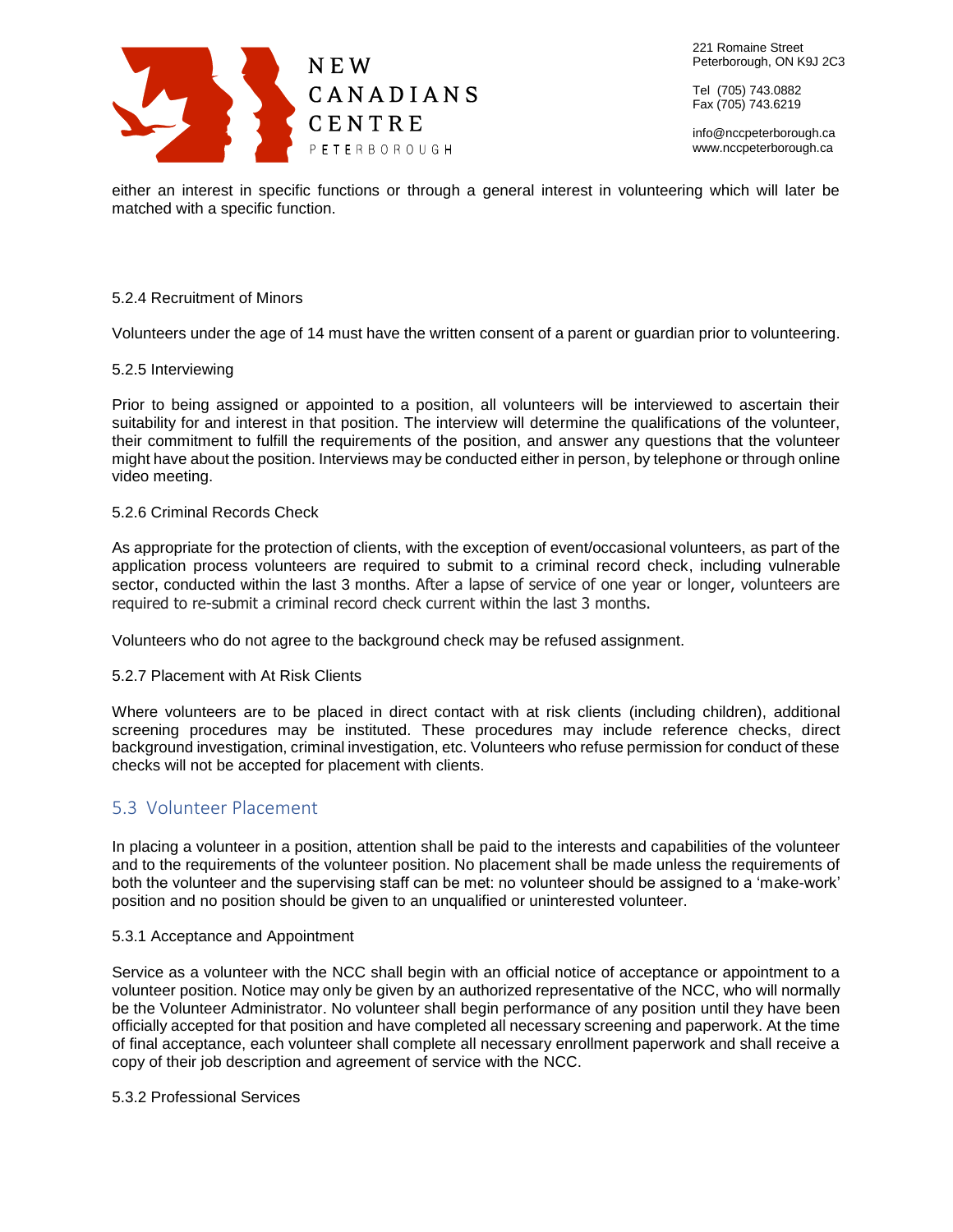either an interest in specific functions or through a general interest in volunteering which will later be matched with a specific function.

5.2.4 Recruitment of Minors

Volunteers under the age of 14 must have the written consent of a parent or guardian prior to volunteering.

5.2.5 Interviewing

Prior to being assigned or appointed to a position, all volunteers will be interviewed to ascertain their suitability for and interest in that position. The interview will determine the qualifications of the volunteer, their commitment to fulfill the requirements of the position, and answer any questions that the volunteer might have about the position. Interviews may be conducted either in person, by telephone or through online video meeting.

5.2.6 Criminal Records Check

As appropriate for the protection of clients, with the exception of event/occasional volunteers, as part of the application process volunteers are required to submit to a criminal record check, including vulnerable sector, conducted within the last 3 months. After a lapse of service of one year or longer, volunteers are required to re-submit a criminal record check current within the last 3 months.

Volunteers who do not agree to the background check may be refused assignment.

5.2.7 Placement with At Risk Clients

Where volunteers are to be placed in direct contact with at risk clients (including children), additional screening procedures may be instituted. These procedures may include reference checks, direct background investigation, criminal investigation, etc. Volunteers who refuse permission for conduct of these checks will not be accepted for placement with clients.

## 5.3 Volunteer Placement

In placing a volunteer in a position, attention shall be paid to the interests and capabilities of the volunteer and to the requirements of the volunteer position. No placement shall be made unless the requirements of both the volunteer and the supervising staff can be met: no volunteer should be assigned to a 'make-work' position and no position should be given to an unqualified or uninterested volunteer.

5.3.1 Acceptance and Appointment

Service as a volunteer with the NCC shall begin with an official notice of acceptance or appointment to a volunteer position. Notice may only be given by an authorized representative of the NCC, who will normally be the Volunteer Administrator. No volunteer shall begin performance of any position until they have been officially accepted for that position and have completed all necessary screening and paperwork. At the time of final acceptance, each volunteer shall complete all necessary enrollment paperwork and shall receive a copy of their job description and agreement of service with the NCC.

5.3.2 Professional Services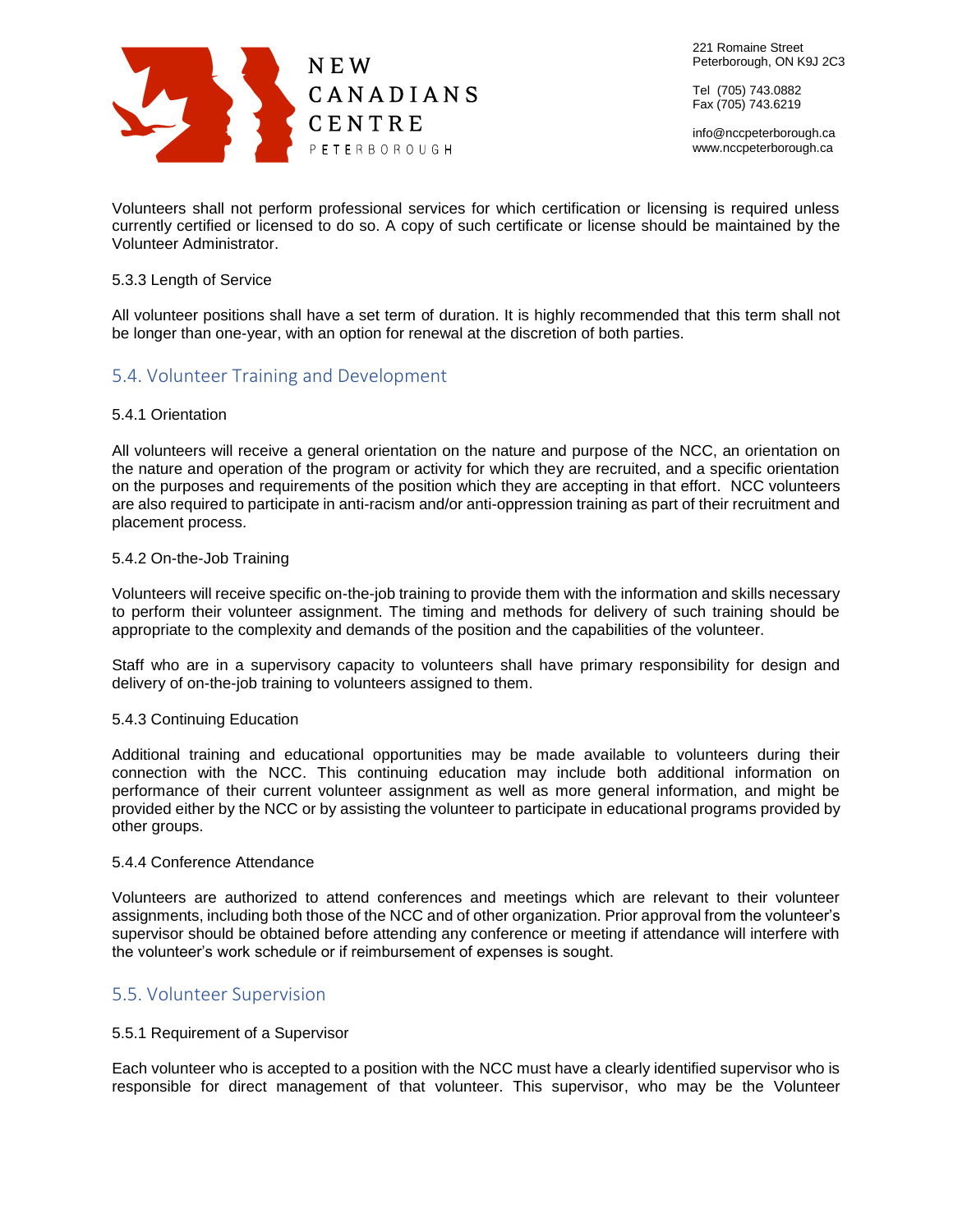Volunteers shall not perform professional services for which certification or licensing is required unless currently certified or licensed to do so. A copy of such certificate or license should be maintained by the Volunteer Administrator.

5.3.3 Length of Service

All volunteer positions shall have a set term of duration. It is highly recommended that this term shall not be longer than one-year, with an option for renewal at the discretion of both parties.

## 5.4. Volunteer Training and Development

5.4.1 Orientation

All volunteers will receive a general orientation on the nature and purpose of the NCC, an orientation on the nature and operation of the program or activity for which they are recruited, and a specific orientation on the purposes and requirements of the position which they are accepting in that effort. NCC volunteers are also required to participate in anti-racism and/or anti-oppression training as part of their recruitment and placement process.

5.4.2 On-the-Job Training

Volunteers will receive specific on-the-job training to provide them with the information and skills necessary to perform their volunteer assignment. The timing and methods for delivery of such training should be appropriate to the complexity and demands of the position and the capabilities of the volunteer.

Staff who are in a supervisory capacity to volunteers shall have primary responsibility for design and delivery of on-the-job training to volunteers assigned to them.

5.4.3 Continuing Education

Additional training and educational opportunities may be made available to volunteers during their connection with the NCC. This continuing education may include both additional information on performance of their current volunteer assignment as well as more general information, and might be provided either by the NCC or by assisting the volunteer to participate in educational programs provided by other groups.

5.4.4 Conference Attendance

Volunteers are authorized to attend conferences and meetings which are relevant to their volunteer assignments, including both those of the NCC and of other organization. Prior approval from the volunteer's supervisor should be obtained before attending any conference or meeting if attendance will interfere with the volunteer's work schedule or if reimbursement of expenses is sought.

## 5.5. Volunteer Supervision

5.5.1 Requirement of a Supervisor

Each volunteer who is accepted to a position with the NCC must have a clearly identified supervisor who is responsible for direct management of that volunteer. This supervisor, who may be the Volunteer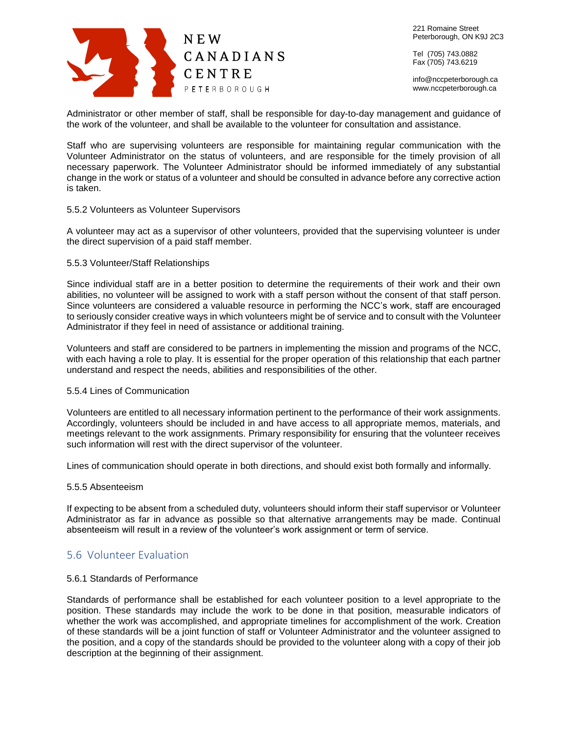Administrator or other member of staff, shall be responsible for day-to-day management and guidance of the work of the volunteer, and shall be available to the volunteer for consultation and assistance.

Staff who are supervising volunteers are responsible for maintaining regular communication with the Volunteer Administrator on the status of volunteers, and are responsible for the timely provision of all necessary paperwork. The Volunteer Administrator should be informed immediately of any substantial change in the work or status of a volunteer and should be consulted in advance before any corrective action is taken.

5.5.2 Volunteers as Volunteer Supervisors

A volunteer may act as a supervisor of other volunteers, provided that the supervising volunteer is under the direct supervision of a paid staff member.

5.5.3 Volunteer/Staff Relationships

Since individual staff are in a better position to determine the requirements of their work and their own abilities, no volunteer will be assigned to work with a staff person without the consent of that staff person. Since volunteers are considered a valuable resource in performing the NCC's work, staff are encouraged to seriously consider creative ways in which volunteers might be of service and to consult with the Volunteer Administrator if they feel in need of assistance or additional training.

Volunteers and staff are considered to be partners in implementing the mission and programs of the NCC, with each having a role to play. It is essential for the proper operation of this relationship that each partner understand and respect the needs, abilities and responsibilities of the other.

5.5.4 Lines of Communication

Volunteers are entitled to all necessary information pertinent to the performance of their work assignments. Accordingly, volunteers should be included in and have access to all appropriate memos, materials, and meetings relevant to the work assignments. Primary responsibility for ensuring that the volunteer receives such information will rest with the direct supervisor of the volunteer.

Lines of communication should operate in both directions, and should exist both formally and informally.

5.5.5 Absenteeism

If expecting to be absent from a scheduled duty, volunteers should inform their staff supervisor or Volunteer Administrator as far in advance as possible so that alternative arrangements may be made. Continual absenteeism will result in a review of the volunteer's work assignment or term of service.

## 5.6 Volunteer Evaluation

5.6.1 Standards of Performance

Standards of performance shall be established for each volunteer position to a level appropriate to the position. These standards may include the work to be done in that position, measurable indicators of whether the work was accomplished, and appropriate timelines for accomplishment of the work. Creation of these standards will be a joint function of staff or Volunteer Administrator and the volunteer assigned to the position, and a copy of the standards should be provided to the volunteer along with a copy of their job description at the beginning of their assignment.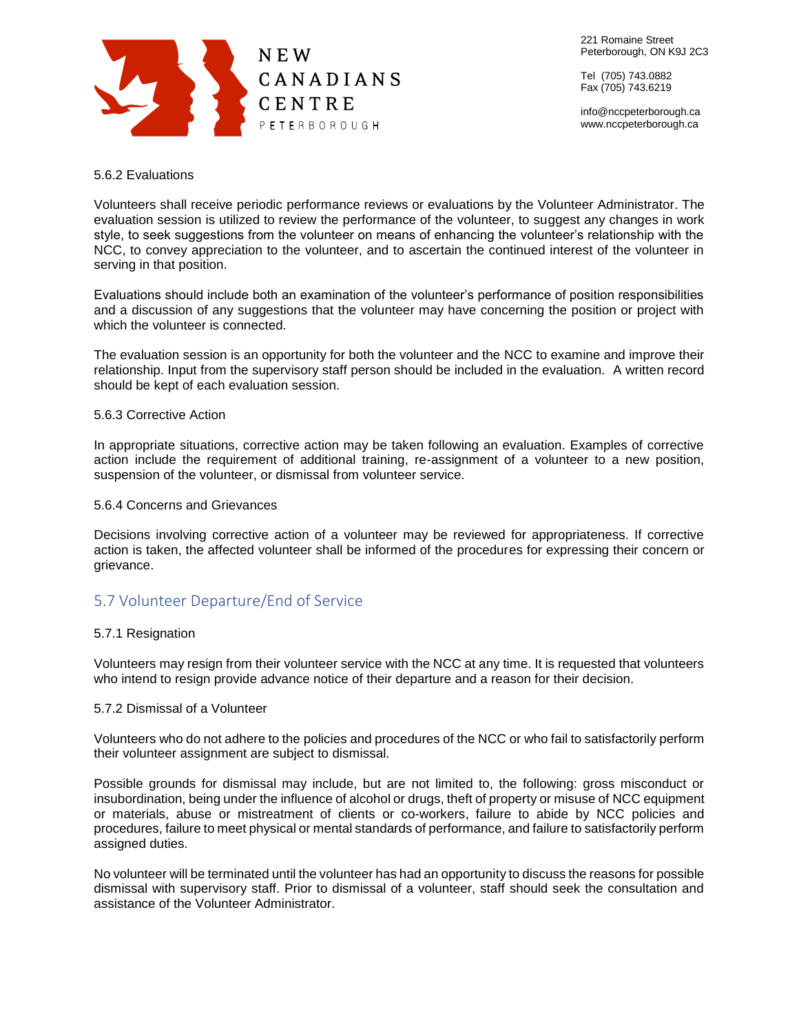5.6.2 Evaluations

Volunteers shall receive periodic performance reviews or evaluations by the Volunteer Administrator. The evaluation session is utilized to review the performance of the volunteer, to suggest any changes in work style, to seek suggestions from the volunteer on means of enhancing the volunteer's relationship with the NCC, to convey appreciation to the volunteer, and to ascertain the continued interest of the volunteer in serving in that position.

Evaluations should include both an examination of the volunteer's performance of position responsibilities and a discussion of any suggestions that the volunteer may have concerning the position or project with which the volunteer is connected.

The evaluation session is an opportunity for both the volunteer and the NCC to examine and improve their relationship. Input from the supervisory staff person should be included in the evaluation. A written record should be kept of each evaluation session.

5.6.3 Corrective Action

In appropriate situations, corrective action may be taken following an evaluation. Examples of corrective action include the requirement of additional training, re-assignment of a volunteer to a new position, suspension of the volunteer, or dismissal from volunteer service.

5.6.4 Concerns and Grievances

Decisions involving corrective action of a volunteer may be reviewed for appropriateness. If corrective action is taken, the affected volunteer shall be informed of the procedures for expressing their concern or grievance.

## 5.7 Volunteer Departure/End of Service

5.7.1 Resignation

Volunteers may resign from their volunteer service with the NCC at any time. It is requested that volunteers who intend to resign provide advance notice of their departure and a reason for their decision.

5.7.2 Dismissal of a Volunteer

Volunteers who do not adhere to the policies and procedures of the NCC or who fail to satisfactorily perform their volunteer assignment are subject to dismissal.

Possible grounds for dismissal may include, but are not limited to, the following: gross misconduct or insubordination, being under the influence of alcohol or drugs, theft of property or misuse of NCC equipment or materials, abuse or mistreatment of clients or co-workers, failure to abide by NCC policies and procedures, failure to meet physical or mental standards of performance, and failure to satisfactorily perform assigned duties.

No volunteer will be terminated until the volunteer has had an opportunity to discuss the reasons for possible dismissal with supervisory staff. Prior to dismissal of a volunteer, staff should seek the consultation and assistance of the Volunteer Administrator.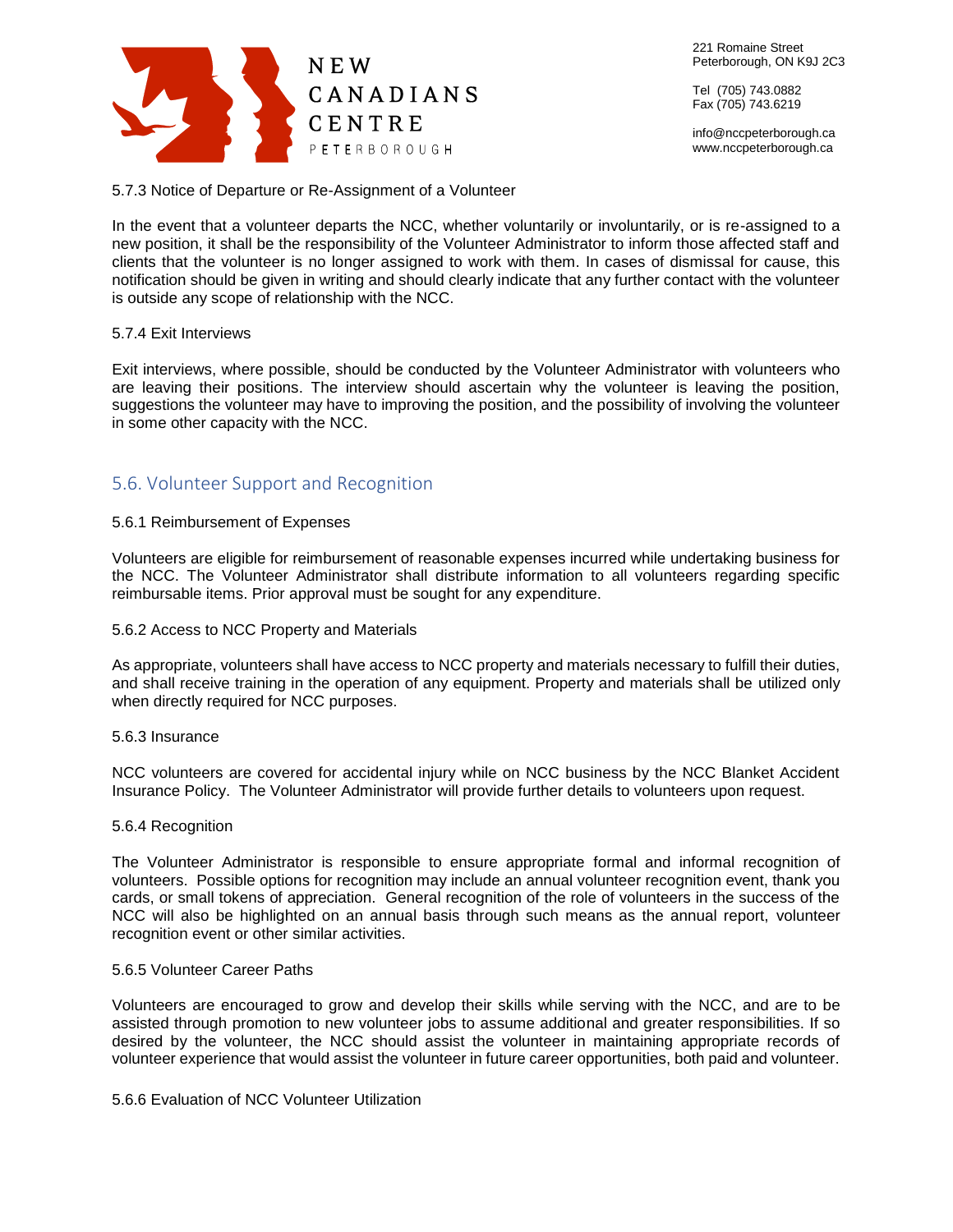5.7.3 Notice of Departure or Re-Assignment of a Volunteer

In the event that a volunteer departs the NCC, whether voluntarily or involuntarily, or is re-assigned to a new position, it shall be the responsibility of the Volunteer Administrator to inform those affected staff and clients that the volunteer is no longer assigned to work with them. In cases of dismissal for cause, this notification should be given in writing and should clearly indicate that any further contact with the volunteer is outside any scope of relationship with the NCC.

5.7.4 Exit Interviews

Exit interviews, where possible, should be conducted by the Volunteer Administrator with volunteers who are leaving their positions. The interview should ascertain why the volunteer is leaving the position, suggestions the volunteer may have to improving the position, and the possibility of involving the volunteer in some other capacity with the NCC.

## 5.6. Volunteer Support and Recognition

5.6.1 Reimbursement of Expenses

Volunteers are eligible for reimbursement of reasonable expenses incurred while undertaking business for the NCC. The Volunteer Administrator shall distribute information to all volunteers regarding specific reimbursable items. Prior approval must be sought for any expenditure.

5.6.2 Access to NCC Property and Materials

As appropriate, volunteers shall have access to NCC property and materials necessary to fulfill their duties, and shall receive training in the operation of any equipment. Property and materials shall be utilized only when directly required for NCC purposes.

5.6.3 Insurance

NCC volunteers are covered for accidental injury while on NCC business by the NCC Blanket Accident Insurance Policy. The Volunteer Administrator will provide further details to volunteers upon request.

5.6.4 Recognition

The Volunteer Administrator is responsible to ensure appropriate formal and informal recognition of volunteers. Possible options for recognition may include an annual volunteer recognition event, thank you cards, or small tokens of appreciation. General recognition of the role of volunteers in the success of the NCC will also be highlighted on an annual basis through such means as the annual report, volunteer recognition event or other similar activities.

5.6.5 Volunteer Career Paths

Volunteers are encouraged to grow and develop their skills while serving with the NCC, and are to be assisted through promotion to new volunteer jobs to assume additional and greater responsibilities. If so desired by the volunteer, the NCC should assist the volunteer in maintaining appropriate records of volunteer experience that would assist the volunteer in future career opportunities, both paid and volunteer.

5.6.6 Evaluation of NCC Volunteer Utilization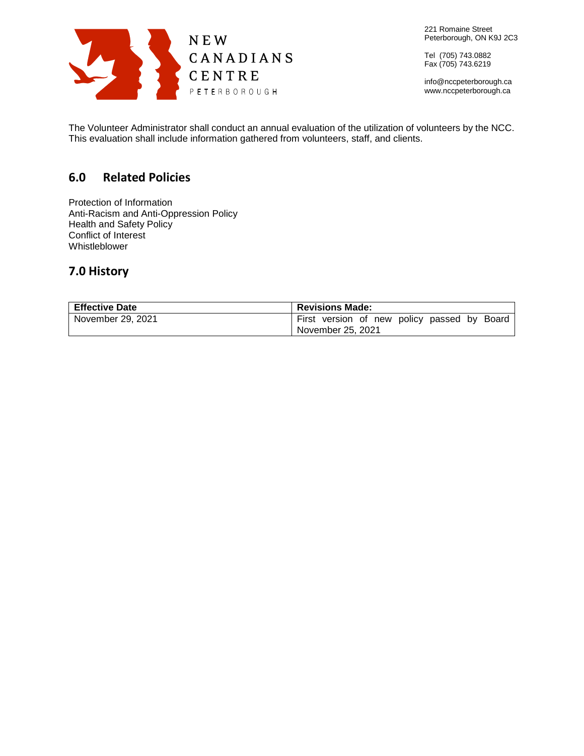The Volunteer Administrator shall conduct an annual evaluation of the utilization of volunteers by the NCC. This evaluation shall include information gathered from volunteers, staff, and clients.

## 6.0 Related Policies

Protection of Information
Anti-Racism and Anti-Oppression Policy
Health and Safety Policy
Conflict of Interest
Whistleblower

## 7.0 History

| Effective Date | Revisions Made: |
|---|---|
| November 29, 2021 | First version of new policy passed by Board November 25, 2021 |